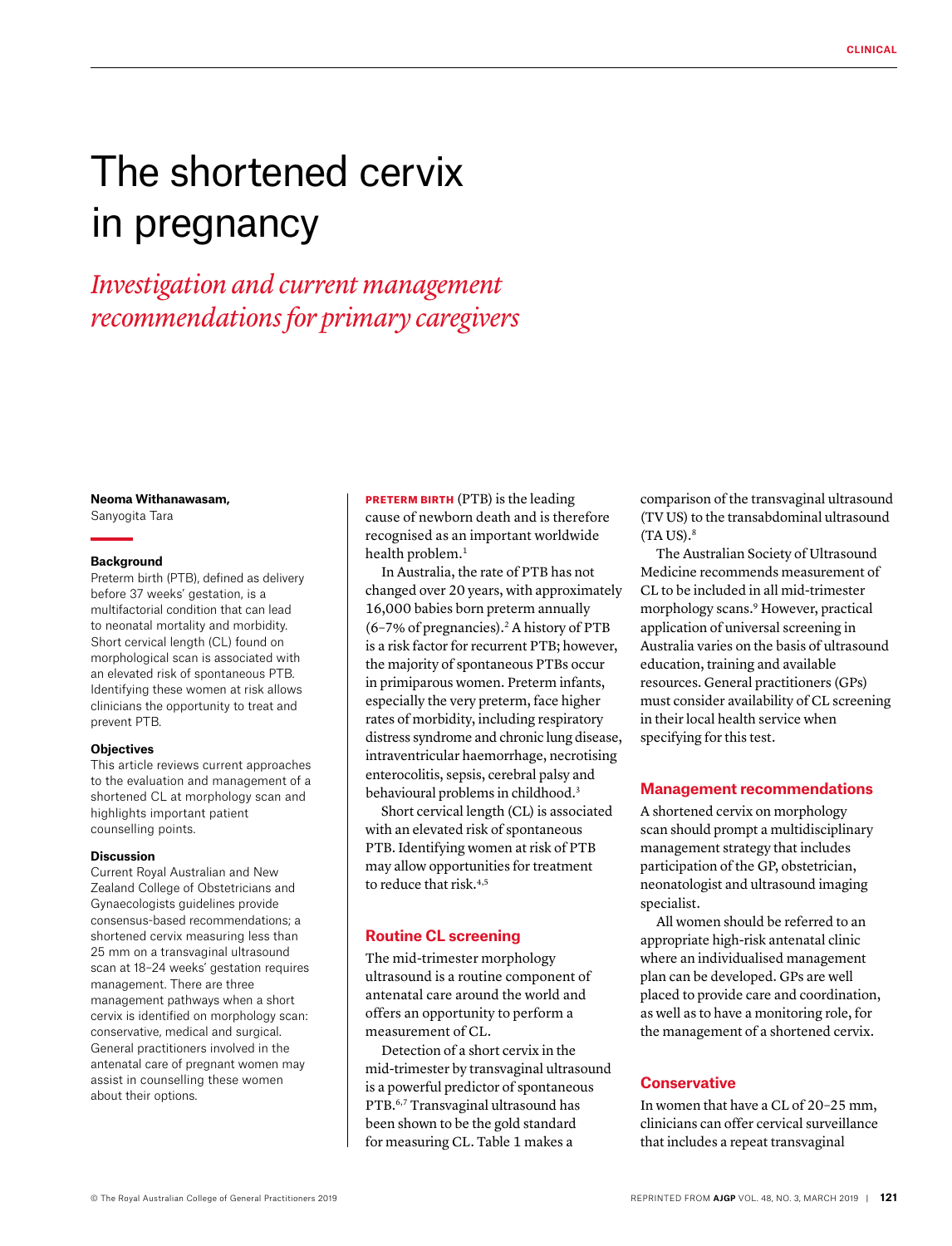# The shortened cervix in pregnancy

*Investigation and current management recommendations for primary caregivers*

**Neoma Withanawasam,**
Sanyogita Tara

**Background**

Preterm birth (PTB), defined as delivery before 37 weeks' gestation, is a multifactorial condition that can lead to neonatal mortality and morbidity. Short cervical length (CL) found on morphological scan is associated with an elevated risk of spontaneous PTB. Identifying these women at risk allows clinicians the opportunity to treat and prevent PTB.

**Objectives**

This article reviews current approaches to the evaluation and management of a shortened CL at morphology scan and highlights important patient counselling points.

**Discussion**

Current Royal Australian and New Zealand College of Obstetricians and Gynaecologists guidelines provide consensus-based recommendations; a shortened cervix measuring less than 25 mm on a transvaginal ultrasound scan at 18–24 weeks' gestation requires management. There are three management pathways when a short cervix is identified on morphology scan: conservative, medical and surgical. General practitioners involved in the antenatal care of pregnant women may assist in counselling these women about their options.

**PRETERM BIRTH** (PTB) is the leading cause of newborn death and is therefore recognised as an important worldwide health problem.[1]

In Australia, the rate of PTB has not changed over 20 years, with approximately 16,000 babies born preterm annually (6–7% of pregnancies).[2] A history of PTB is a risk factor for recurrent PTB; however, the majority of spontaneous PTBs occur in primiparous women. Preterm infants, especially the very preterm, face higher rates of morbidity, including respiratory distress syndrome and chronic lung disease, intraventricular haemorrhage, necrotising enterocolitis, sepsis, cerebral palsy and behavioural problems in childhood.[3]

Short cervical length (CL) is associated with an elevated risk of spontaneous PTB. Identifying women at risk of PTB may allow opportunities for treatment to reduce that risk.[4,5]

## Routine CL screening

The mid-trimester morphology ultrasound is a routine component of antenatal care around the world and offers an opportunity to perform a measurement of CL.

Detection of a short cervix in the mid-trimester by transvaginal ultrasound is a powerful predictor of spontaneous PTB.[6,7] Transvaginal ultrasound has been shown to be the gold standard for measuring CL. Table 1 makes a comparison of the transvaginal ultrasound (TV US) to the transabdominal ultrasound (TA US).[8]

The Australian Society of Ultrasound Medicine recommends measurement of CL to be included in all mid-trimester morphology scans.[9] However, practical application of universal screening in Australia varies on the basis of ultrasound education, training and available resources. General practitioners (GPs) must consider availability of CL screening in their local health service when specifying for this test.

## Management recommendations

A shortened cervix on morphology scan should prompt a multidisciplinary management strategy that includes participation of the GP, obstetrician, neonatologist and ultrasound imaging specialist.

All women should be referred to an appropriate high-risk antenatal clinic where an individualised management plan can be developed. GPs are well placed to provide care and coordination, as well as to have a monitoring role, for the management of a shortened cervix.

## Conservative

In women that have a CL of 20–25 mm, clinicians can offer cervical surveillance that includes a repeat transvaginal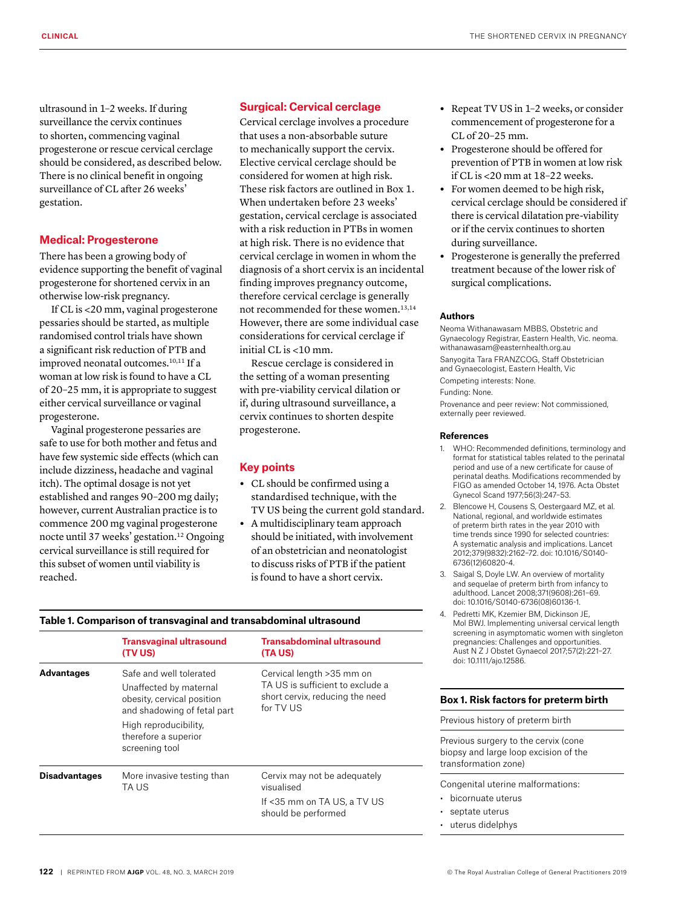ultrasound in 1–2 weeks. If during surveillance the cervix continues to shorten, commencing vaginal progesterone or rescue cervical cerclage should be considered, as described below. There is no clinical benefit in ongoing surveillance of CL after 26 weeks' gestation.

## Medical: Progesterone

There has been a growing body of evidence supporting the benefit of vaginal progesterone for shortened cervix in an otherwise low-risk pregnancy.

If CL is <20 mm, vaginal progesterone pessaries should be started, as multiple randomised control trials have shown a significant risk reduction of PTB and improved neonatal outcomes.[10,11] If a woman at low risk is found to have a CL of 20–25 mm, it is appropriate to suggest either cervical surveillance or vaginal progesterone.

Vaginal progesterone pessaries are safe to use for both mother and fetus and have few systemic side effects (which can include dizziness, headache and vaginal itch). The optimal dosage is not yet established and ranges 90–200 mg daily; however, current Australian practice is to commence 200 mg vaginal progesterone nocte until 37 weeks' gestation.[12] Ongoing cervical surveillance is still required for this subset of women until viability is reached.

## Surgical: Cervical cerclage

Cervical cerclage involves a procedure that uses a non-absorbable suture to mechanically support the cervix. Elective cervical cerclage should be considered for women at high risk. These risk factors are outlined in Box 1. When undertaken before 23 weeks' gestation, cervical cerclage is associated with a risk reduction in PTBs in women at high risk. There is no evidence that cervical cerclage in women in whom the diagnosis of a short cervix is an incidental finding improves pregnancy outcome, therefore cervical cerclage is generally not recommended for these women.[13,14] However, there are some individual case considerations for cervical cerclage if initial CL is <10 mm.

Rescue cerclage is considered in the setting of a woman presenting with pre-viability cervical dilation or if, during ultrasound surveillance, a cervix continues to shorten despite progesterone.

## Key points

- CL should be confirmed using a standardised technique, with the TV US being the current gold standard.
- A multidisciplinary team approach should be initiated, with involvement of an obstetrician and neonatologist to discuss risks of PTB if the patient is found to have a short cervix.
- Repeat TV US in 1–2 weeks, or consider commencement of progesterone for a CL of 20–25 mm.
- Progesterone should be offered for prevention of PTB in women at low risk if CL is <20 mm at 18–22 weeks.
- For women deemed to be high risk, cervical cerclage should be considered if there is cervical dilatation pre-viability or if the cervix continues to shorten during surveillance.
- Progesterone is generally the preferred treatment because of the lower risk of surgical complications.

**Table 1. Comparison of transvaginal and transabdominal ultrasound**

| | Transvaginal ultrasound (TV US) | Transabdominal ultrasound (TA US) |
|---|---|---|
| **Advantages** | Safe and well tolerated<br>Unaffected by maternal obesity, cervical position and shadowing of fetal part<br>High reproducibility, therefore a superior screening tool | Cervical length >35 mm on TA US is sufficient to exclude a short cervix, reducing the need for TV US |
| **Disadvantages** | More invasive testing than TA US | Cervix may not be adequately visualised<br>If <35 mm on TA US, a TV US should be performed |

### Authors

Neoma Withanawasam MBBS, Obstetric and Gynaecology Registrar, Eastern Health, Vic. neoma.withanawasam@easternhealth.org.au

Sanyogita Tara FRANZCOG, Staff Obstetrician and Gynaecologist, Eastern Health, Vic

Competing interests: None.

Funding: None.

Provenance and peer review: Not commissioned, externally peer reviewed.

### References

1. WHO: Recommended definitions, terminology and format for statistical tables related to the perinatal period and use of a new certificate for cause of perinatal deaths. Modifications recommended by FIGO as amended October 14, 1976. Acta Obstet Gynecol Scand 1977;56(3):247–53.
2. Blencowe H, Cousens S, Oestergaard MZ, et al. National, regional, and worldwide estimates of preterm birth rates in the year 2010 with time trends since 1990 for selected countries: A systematic analysis and implications. Lancet 2012;379(9832):2162–72. doi: 10.1016/S0140-6736(12)60820-4.
3. Saigal S, Doyle LW. An overview of mortality and sequelae of preterm birth from infancy to adulthood. Lancet 2008;371(9608):261–69. doi: 10.1016/S0140-6736(08)60136-1.
4. Pedretti MK, Kzemier BM, Dickinson JE, Mol BWJ. Implementing universal cervical length screening in asymptomatic women with singleton pregnancies: Challenges and opportunities. Aust N Z J Obstet Gynaecol 2017;57(2):221–27. doi: 10.1111/ajo.12586.

**Box 1. Risk factors for preterm birth**

Previous history of preterm birth

Previous surgery to the cervix (cone biopsy and large loop excision of the transformation zone)

Congenital uterine malformations:

- bicornuate uterus
- septate uterus
- uterus didelphys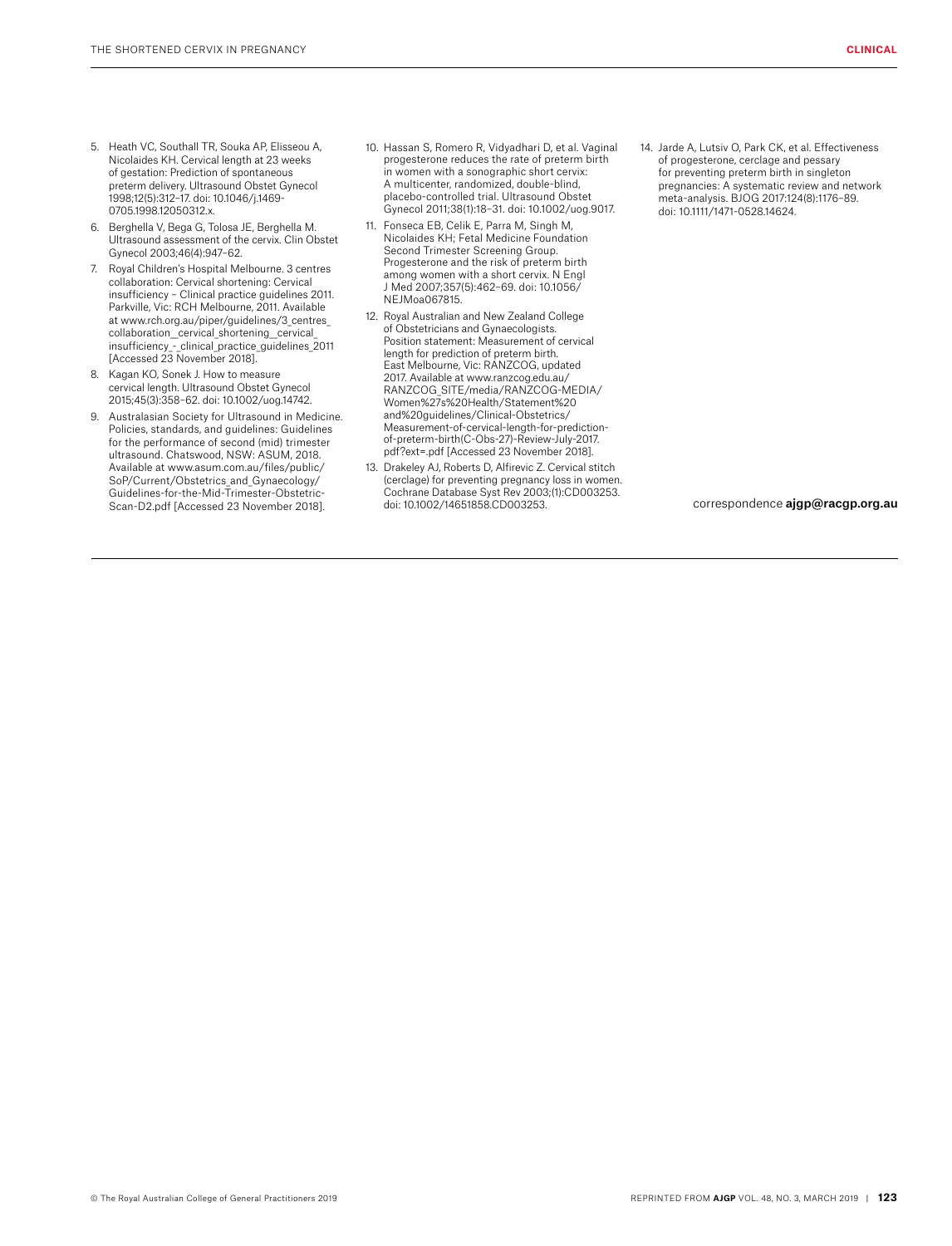5. Heath VC, Southall TR, Souka AP, Elisseou A, Nicolaides KH. Cervical length at 23 weeks of gestation: Prediction of spontaneous preterm delivery. Ultrasound Obstet Gynecol 1998;12(5):312–17. doi: 10.1046/j.1469-0705.1998.12050312.x.
6. Berghella V, Bega G, Tolosa JE, Berghella M. Ultrasound assessment of the cervix. Clin Obstet Gynecol 2003;46(4):947–62.
7. Royal Children's Hospital Melbourne. 3 centres collaboration: Cervical shortening: Cervical insufficiency – Clinical practice guidelines 2011. Parkville, Vic: RCH Melbourne, 2011. Available at www.rch.org.au/piper/guidelines/3_centres_collaboration__cervical_shortening__cervical_insufficiency_-_clinical_practice_guidelines_2011 [Accessed 23 November 2018].
8. Kagan KO, Sonek J. How to measure cervical length. Ultrasound Obstet Gynecol 2015;45(3):358–62. doi: 10.1002/uog.14742.
9. Australasian Society for Ultrasound in Medicine. Policies, standards, and guidelines: Guidelines for the performance of second (mid) trimester ultrasound. Chatswood, NSW: ASUM, 2018. Available at www.asum.com.au/files/public/SoP/Current/Obstetrics_and_Gynaecology/Guidelines-for-the-Mid-Trimester-Obstetric-Scan-D2.pdf [Accessed 23 November 2018].
10. Hassan S, Romero R, Vidyadhari D, et al. Vaginal progesterone reduces the rate of preterm birth in women with a sonographic short cervix: A multicenter, randomized, double-blind, placebo-controlled trial. Ultrasound Obstet Gynecol 2011;38(1):18–31. doi: 10.1002/uog.9017.
11. Fonseca EB, Celik E, Parra M, Singh M, Nicolaides KH; Fetal Medicine Foundation Second Trimester Screening Group. Progesterone and the risk of preterm birth among women with a short cervix. N Engl J Med 2007;357(5):462–69. doi: 10.1056/NEJMoa067815.
12. Royal Australian and New Zealand College of Obstetricians and Gynaecologists. Position statement: Measurement of cervical length for prediction of preterm birth. East Melbourne, Vic: RANZCOG, updated 2017. Available at www.ranzcog.edu.au/RANZCOG_SITE/media/RANZCOG-MEDIA/Women%27s%20Health/Statement%20and%20guidelines/Clinical-Obstetrics/Measurement-of-cervical-length-for-prediction-of-preterm-birth(C-Obs-27)-Review-July-2017.pdf?ext=.pdf [Accessed 23 November 2018].
13. Drakeley AJ, Roberts D, Alfirevic Z. Cervical stitch (cerclage) for preventing pregnancy loss in women. Cochrane Database Syst Rev 2003;(1):CD003253. doi: 10.1002/14651858.CD003253.
14. Jarde A, Lutsiv O, Park CK, et al. Effectiveness of progesterone, cerclage and pessary for preventing preterm birth in singleton pregnancies: A systematic review and network meta-analysis. BJOG 2017:124(8):1176–89. doi: 10.1111/1471-0528.14624.

correspondence **ajgp@racgp.org.au**